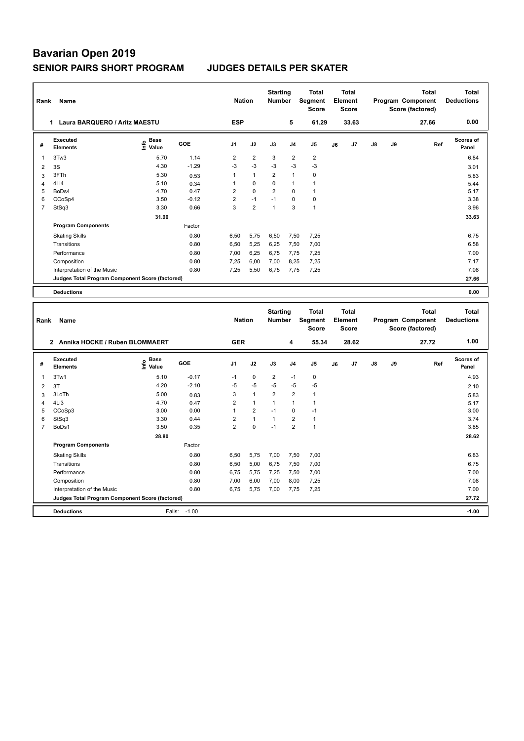# Bavarian Open 2019

## SENIOR PAIRS SHORT PROGRAM JUDGES DETAILS PER SKATER

| Rank | Name | Nation | Starting Number | Total Segment Score | Total Element Score | Total Program Component Score (factored) | Total Deductions |
|---|---|---|---|---|---|---|---|
| 1 | Laura BARQUERO / Aritz MAESTU | ESP | 5 | 61.29 | 33.63 | 27.66 | 0.00 |

| # | Executed Elements | Info | Base Value | GOE | J1 | J2 | J3 | J4 | J5 | J6 | J7 | J8 | J9 | Ref | Scores of Panel |
|---|---|---|---|---|---|---|---|---|---|---|---|---|---|---|---|
| 1 | 3Tw3 | | 5.70 | 1.14 | 2 | 2 | 3 | 2 | 2 | | | | | | 6.84 |
| 2 | 3S | | 4.30 | -1.29 | -3 | -3 | -3 | -3 | -3 | | | | | | 3.01 |
| 3 | 3FTh | | 5.30 | 0.53 | 1 | 1 | 2 | 1 | 0 | | | | | | 5.83 |
| 4 | 4Li4 | | 5.10 | 0.34 | 1 | 0 | 0 | 1 | 1 | | | | | | 5.44 |
| 5 | BoDs4 | | 4.70 | 0.47 | 2 | 0 | 2 | 0 | 1 | | | | | | 5.17 |
| 6 | CCoSp4 | | 3.50 | -0.12 | 2 | -1 | -1 | 0 | 0 | | | | | | 3.38 |
| 7 | StSq3 | | 3.30 | 0.66 | 3 | 2 | 1 | 3 | 1 | | | | | | 3.96 |
| | | | 31.90 | | | | | | | | | | | | 33.63 |

| Program Components | Factor | J1 | J2 | J3 | J4 | J5 | J6 | J7 | J8 | J9 | Scores of Panel |
|---|---|---|---|---|---|---|---|---|---|---|---|
| Skating Skills | 0.80 | 6,50 | 5,75 | 6,50 | 7,50 | 7,25 | | | | | 6.75 |
| Transitions | 0.80 | 6,50 | 5,25 | 6,25 | 7,50 | 7,00 | | | | | 6.58 |
| Performance | 0.80 | 7,00 | 6,25 | 6,75 | 7,75 | 7,25 | | | | | 7.00 |
| Composition | 0.80 | 7,25 | 6,00 | 7,00 | 8,25 | 7,25 | | | | | 7.17 |
| Interpretation of the Music | 0.80 | 7,25 | 5,50 | 6,75 | 7,75 | 7,25 | | | | | 7.08 |
| Judges Total Program Component Score (factored) | | | | | | | | | | | 27.66 |

| Deductions | | 0.00 |
|---|---|---|

| Rank | Name | Nation | Starting Number | Total Segment Score | Total Element Score | Total Program Component Score (factored) | Total Deductions |
|---|---|---|---|---|---|---|---|
| 2 | Annika HOCKE / Ruben BLOMMAERT | GER | 4 | 55.34 | 28.62 | 27.72 | 1.00 |

| # | Executed Elements | Info | Base Value | GOE | J1 | J2 | J3 | J4 | J5 | J6 | J7 | J8 | J9 | Ref | Scores of Panel |
|---|---|---|---|---|---|---|---|---|---|---|---|---|---|---|---|
| 1 | 3Tw1 | | 5.10 | -0.17 | -1 | 0 | 2 | -1 | 0 | | | | | | 4.93 |
| 2 | 3T | | 4.20 | -2.10 | -5 | -5 | -5 | -5 | -5 | | | | | | 2.10 |
| 3 | 3LoTh | | 5.00 | 0.83 | 3 | 1 | 2 | 2 | 1 | | | | | | 5.83 |
| 4 | 4Li3 | | 4.70 | 0.47 | 2 | 1 | 1 | 1 | 1 | | | | | | 5.17 |
| 5 | CCoSp3 | | 3.00 | 0.00 | 1 | 2 | -1 | 0 | -1 | | | | | | 3.00 |
| 6 | StSq3 | | 3.30 | 0.44 | 2 | 1 | 1 | 2 | 1 | | | | | | 3.74 |
| 7 | BoDs1 | | 3.50 | 0.35 | 2 | 0 | -1 | 2 | 1 | | | | | | 3.85 |
| | | | 28.80 | | | | | | | | | | | | 28.62 |

| Program Components | Factor | J1 | J2 | J3 | J4 | J5 | J6 | J7 | J8 | J9 | Scores of Panel |
|---|---|---|---|---|---|---|---|---|---|---|---|
| Skating Skills | 0.80 | 6,50 | 5,75 | 7,00 | 7,50 | 7,00 | | | | | 6.83 |
| Transitions | 0.80 | 6,50 | 5,00 | 6,75 | 7,50 | 7,00 | | | | | 6.75 |
| Performance | 0.80 | 6,75 | 5,75 | 7,25 | 7,50 | 7,00 | | | | | 7.00 |
| Composition | 0.80 | 7,00 | 6,00 | 7,00 | 8,00 | 7,25 | | | | | 7.08 |
| Interpretation of the Music | 0.80 | 6,75 | 5,75 | 7,00 | 7,75 | 7,25 | | | | | 7.00 |
| Judges Total Program Component Score (factored) | | | | | | | | | | | 27.72 |

| Deductions | Falls: -1.00 | -1.00 |
|---|---|---|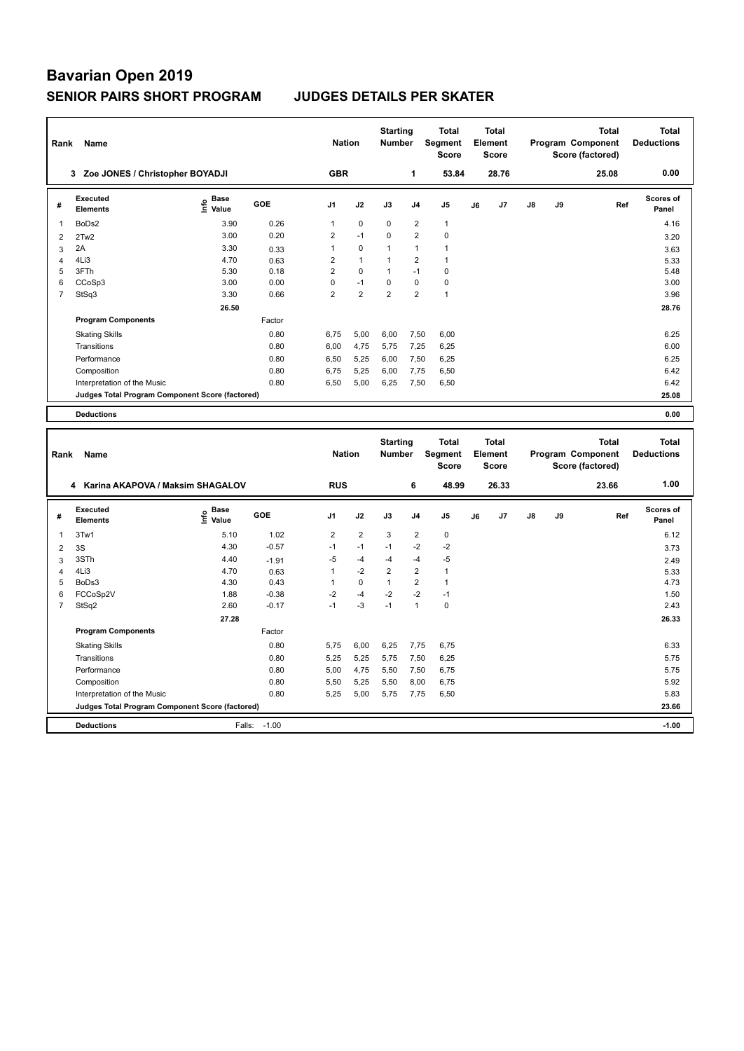# Bavarian Open 2019

## SENIOR PAIRS SHORT PROGRAM JUDGES DETAILS PER SKATER

| Rank | Name | Nation | Starting Number | Total Segment Score | Total Element Score | Total Program Component Score (factored) | Total Deductions |
|---|---|---|---|---|---|---|---|
| 3 | Zoe JONES / Christopher BOYADJI | GBR | 1 | 53.84 | 28.76 | 25.08 | 0.00 |

| # | Executed Elements | Info | Base Value | GOE | J1 | J2 | J3 | J4 | J5 | J6 | J7 | J8 | J9 | Ref | Scores of Panel |
|---|---|---|---|---|---|---|---|---|---|---|---|---|---|---|---|
| 1 | BoDs2 | | 3.90 | 0.26 | 1 | 0 | 0 | 2 | 1 | | | | | | 4.16 |
| 2 | 2Tw2 | | 3.00 | 0.20 | 2 | -1 | 0 | 2 | 0 | | | | | | 3.20 |
| 3 | 2A | | 3.30 | 0.33 | 1 | 0 | 1 | 1 | 1 | | | | | | 3.63 |
| 4 | 4Li3 | | 4.70 | 0.63 | 2 | 1 | 1 | 2 | 1 | | | | | | 5.33 |
| 5 | 3FTh | | 5.30 | 0.18 | 2 | 0 | 1 | -1 | 0 | | | | | | 5.48 |
| 6 | CCoSp3 | | 3.00 | 0.00 | 0 | -1 | 0 | 0 | 0 | | | | | | 3.00 |
| 7 | StSq3 | | 3.30 | 0.66 | 2 | 2 | 2 | 2 | 1 | | | | | | 3.96 |
| | | | 26.50 | | | | | | | | | | | | 28.76 |
| | **Program Components** | | | Factor | | | | | | | | | | | |
| | Skating Skills | | | 0.80 | 6,75 | 5,00 | 6,00 | 7,50 | 6,00 | | | | | | 6.25 |
| | Transitions | | | 0.80 | 6,00 | 4,75 | 5,75 | 7,25 | 6,25 | | | | | | 6.00 |
| | Performance | | | 0.80 | 6,50 | 5,25 | 6,00 | 7,50 | 6,25 | | | | | | 6.25 |
| | Composition | | | 0.80 | 6,75 | 5,25 | 6,00 | 7,75 | 6,50 | | | | | | 6.42 |
| | Interpretation of the Music | | | 0.80 | 6,50 | 5,00 | 6,25 | 7,50 | 6,50 | | | | | | 6.42 |
| | Judges Total Program Component Score (factored) | | | | | | | | | | | | | | 25.08 |
| | **Deductions** | | | | | | | | | | | | | | 0.00 |

| Rank | Name | Nation | Starting Number | Total Segment Score | Total Element Score | Total Program Component Score (factored) | Total Deductions |
|---|---|---|---|---|---|---|---|
| 4 | Karina AKAPOVA / Maksim SHAGALOV | RUS | 6 | 48.99 | 26.33 | 23.66 | 1.00 |

| # | Executed Elements | Info | Base Value | GOE | J1 | J2 | J3 | J4 | J5 | J6 | J7 | J8 | J9 | Ref | Scores of Panel |
|---|---|---|---|---|---|---|---|---|---|---|---|---|---|---|---|
| 1 | 3Tw1 | | 5.10 | 1.02 | 2 | 2 | 3 | 2 | 0 | | | | | | 6.12 |
| 2 | 3S | | 4.30 | -0.57 | -1 | -1 | -1 | -2 | -2 | | | | | | 3.73 |
| 3 | 3STh | | 4.40 | -1.91 | -5 | -4 | -4 | -4 | -5 | | | | | | 2.49 |
| 4 | 4Li3 | | 4.70 | 0.63 | 1 | -2 | 2 | 2 | 1 | | | | | | 5.33 |
| 5 | BoDs3 | | 4.30 | 0.43 | 1 | 0 | 1 | 2 | 1 | | | | | | 4.73 |
| 6 | FCCoSp2V | | 1.88 | -0.38 | -2 | -4 | -2 | -2 | -1 | | | | | | 1.50 |
| 7 | StSq2 | | 2.60 | -0.17 | -1 | -3 | -1 | 1 | 0 | | | | | | 2.43 |
| | | | 27.28 | | | | | | | | | | | | 26.33 |
| | **Program Components** | | | Factor | | | | | | | | | | | |
| | Skating Skills | | | 0.80 | 5,75 | 6,00 | 6,25 | 7,75 | 6,75 | | | | | | 6.33 |
| | Transitions | | | 0.80 | 5,25 | 5,25 | 5,75 | 7,50 | 6,25 | | | | | | 5.75 |
| | Performance | | | 0.80 | 5,00 | 4,75 | 5,50 | 7,50 | 6,75 | | | | | | 5.75 |
| | Composition | | | 0.80 | 5,50 | 5,25 | 5,50 | 8,00 | 6,75 | | | | | | 5.92 |
| | Interpretation of the Music | | | 0.80 | 5,25 | 5,00 | 5,75 | 7,75 | 6,50 | | | | | | 5.83 |
| | Judges Total Program Component Score (factored) | | | | | | | | | | | | | | 23.66 |
| | **Deductions** | | Falls: | -1.00 | | | | | | | | | | | -1.00 |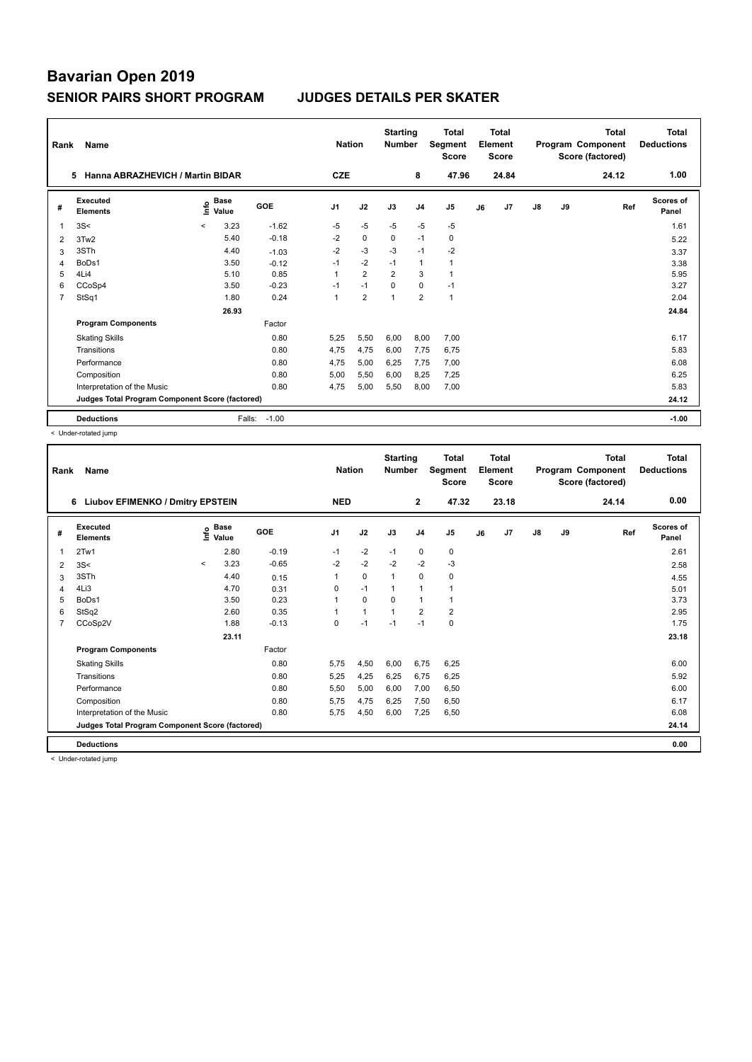# Bavarian Open 2019

## SENIOR PAIRS SHORT PROGRAM — JUDGES DETAILS PER SKATER

| Rank | Name | Nation | Starting Number | Total Segment Score | Total Element Score | Total Program Component Score (factored) | Total Deductions |
|---|---|---|---|---|---|---|---|
| 5 | Hanna ABRAZHEVICH / Martin BIDAR | CZE | 8 | 47.96 | 24.84 | 24.12 | 1.00 |

| # | Executed Elements | Info | Base Value | GOE | J1 | J2 | J3 | J4 | J5 | J6 | J7 | J8 | J9 | Ref | Scores of Panel |
|---|---|---|---|---|---|---|---|---|---|---|---|---|---|---|---|
| 1 | 3S< | < | 3.23 | -1.62 | -5 | -5 | -5 | -5 | -5 | | | | | | 1.61 |
| 2 | 3Tw2 | | 5.40 | -0.18 | -2 | 0 | 0 | -1 | 0 | | | | | | 5.22 |
| 3 | 3STh | | 4.40 | -1.03 | -2 | -3 | -3 | -1 | -2 | | | | | | 3.37 |
| 4 | BoDs1 | | 3.50 | -0.12 | -1 | -2 | -1 | 1 | 1 | | | | | | 3.38 |
| 5 | 4Li4 | | 5.10 | 0.85 | 1 | 2 | 2 | 3 | 1 | | | | | | 5.95 |
| 6 | CCoSp4 | | 3.50 | -0.23 | -1 | -1 | 0 | 0 | -1 | | | | | | 3.27 |
| 7 | StSq1 | | 1.80 | 0.24 | 1 | 2 | 1 | 2 | 1 | | | | | | 2.04 |
| | | | 26.93 | | | | | | | | | | | | 24.84 |
| | **Program Components** | | | Factor | | | | | | | | | | | |
| | Skating Skills | | | 0.80 | 5,25 | 5,50 | 6,00 | 8,00 | 7,00 | | | | | | 6.17 |
| | Transitions | | | 0.80 | 4,75 | 4,75 | 6,00 | 7,75 | 6,75 | | | | | | 5.83 |
| | Performance | | | 0.80 | 4,75 | 5,00 | 6,25 | 7,75 | 7,00 | | | | | | 6.08 |
| | Composition | | | 0.80 | 5,00 | 5,50 | 6,00 | 8,25 | 7,25 | | | | | | 6.25 |
| | Interpretation of the Music | | | 0.80 | 4,75 | 5,00 | 5,50 | 8,00 | 7,00 | | | | | | 5.83 |
| | Judges Total Program Component Score (factored) | | | | | | | | | | | | | | 24.12 |
| | **Deductions** | | Falls: | -1.00 | | | | | | | | | | | -1.00 |

< Under-rotated jump

| Rank | Name | Nation | Starting Number | Total Segment Score | Total Element Score | Total Program Component Score (factored) | Total Deductions |
|---|---|---|---|---|---|---|---|
| 6 | Liubov EFIMENKO / Dmitry EPSTEIN | NED | 2 | 47.32 | 23.18 | 24.14 | 0.00 |

| # | Executed Elements | Info | Base Value | GOE | J1 | J2 | J3 | J4 | J5 | J6 | J7 | J8 | J9 | Ref | Scores of Panel |
|---|---|---|---|---|---|---|---|---|---|---|---|---|---|---|---|
| 1 | 2Tw1 | | 2.80 | -0.19 | -1 | -2 | -1 | 0 | 0 | | | | | | 2.61 |
| 2 | 3S< | < | 3.23 | -0.65 | -2 | -2 | -2 | -2 | -3 | | | | | | 2.58 |
| 3 | 3STh | | 4.40 | 0.15 | 1 | 0 | 1 | 0 | 0 | | | | | | 4.55 |
| 4 | 4Li3 | | 4.70 | 0.31 | 0 | -1 | 1 | 1 | 1 | | | | | | 5.01 |
| 5 | BoDs1 | | 3.50 | 0.23 | 1 | 0 | 0 | 1 | 1 | | | | | | 3.73 |
| 6 | StSq2 | | 2.60 | 0.35 | 1 | 1 | 1 | 2 | 2 | | | | | | 2.95 |
| 7 | CCoSp2V | | 1.88 | -0.13 | 0 | -1 | -1 | -1 | 0 | | | | | | 1.75 |
| | | | 23.11 | | | | | | | | | | | | 23.18 |
| | **Program Components** | | | Factor | | | | | | | | | | | |
| | Skating Skills | | | 0.80 | 5,75 | 4,50 | 6,00 | 6,75 | 6,25 | | | | | | 6.00 |
| | Transitions | | | 0.80 | 5,25 | 4,25 | 6,25 | 6,75 | 6,25 | | | | | | 5.92 |
| | Performance | | | 0.80 | 5,50 | 5,00 | 6,00 | 7,00 | 6,50 | | | | | | 6.00 |
| | Composition | | | 0.80 | 5,75 | 4,75 | 6,25 | 7,50 | 6,50 | | | | | | 6.17 |
| | Interpretation of the Music | | | 0.80 | 5,75 | 4,50 | 6,00 | 7,25 | 6,50 | | | | | | 6.08 |
| | Judges Total Program Component Score (factored) | | | | | | | | | | | | | | 24.14 |
| | **Deductions** | | | | | | | | | | | | | | 0.00 |

< Under-rotated jump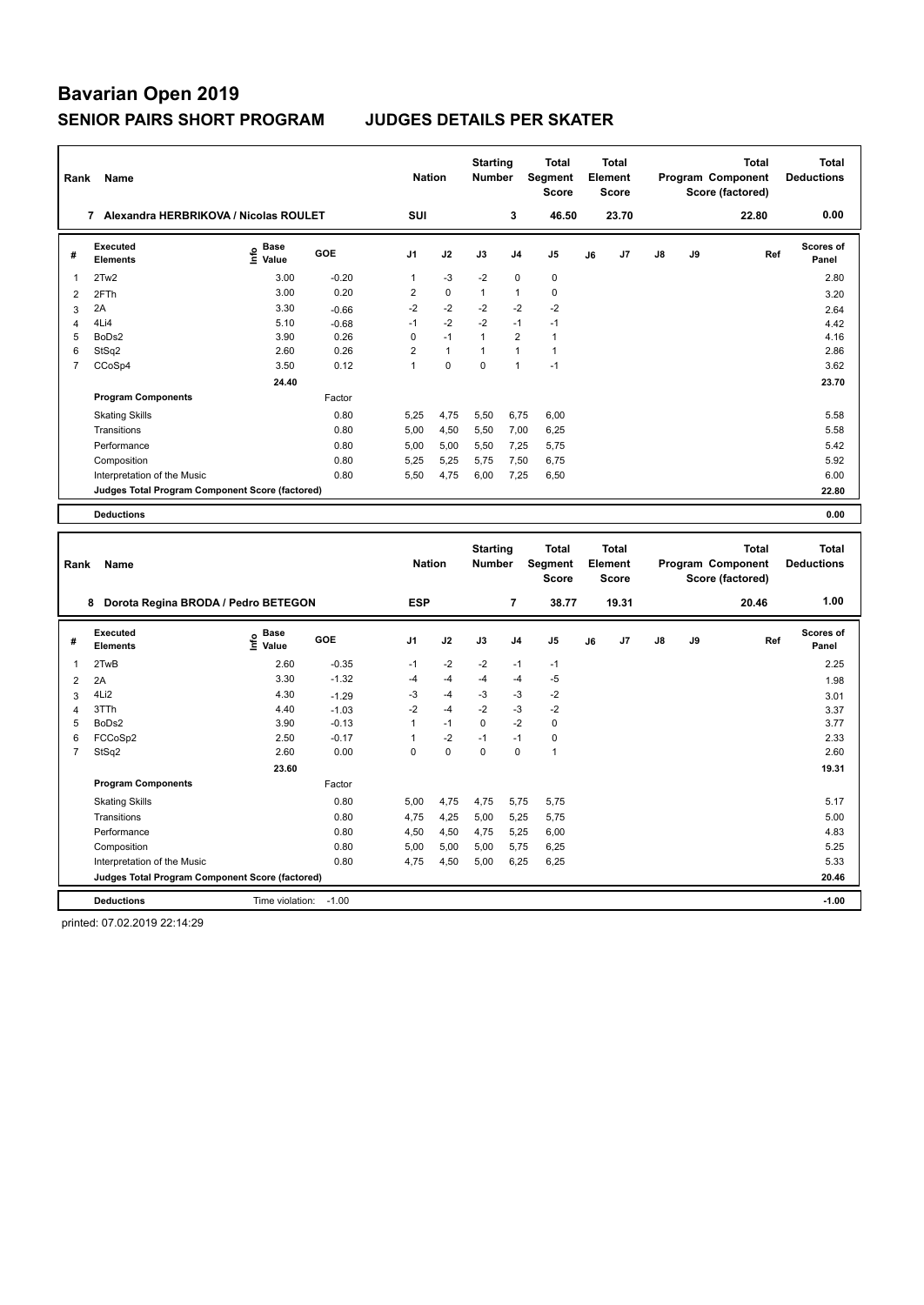# Bavarian Open 2019

## SENIOR PAIRS SHORT PROGRAM — JUDGES DETAILS PER SKATER

| Rank | Name | Nation | Starting Number | Total Segment Score | Total Element Score | Total Program Component Score (factored) | Total Deductions |
|---|---|---|---|---|---|---|---|
| 7 | Alexandra HERBRIKOVA / Nicolas ROULET | SUI | 3 | 46.50 | 23.70 | 22.80 | 0.00 |

| # | Executed Elements | Info | Base Value | GOE | J1 | J2 | J3 | J4 | J5 | J6 | J7 | J8 | J9 | Ref | Scores of Panel |
|---|---|---|---|---|---|---|---|---|---|---|---|---|---|---|---|
| 1 | 2Tw2 | | 3.00 | -0.20 | 1 | -3 | -2 | 0 | 0 | | | | | | 2.80 |
| 2 | 2FTh | | 3.00 | 0.20 | 2 | 0 | 1 | 1 | 0 | | | | | | 3.20 |
| 3 | 2A | | 3.30 | -0.66 | -2 | -2 | -2 | -2 | -2 | | | | | | 2.64 |
| 4 | 4Li4 | | 5.10 | -0.68 | -1 | -2 | -2 | -1 | -1 | | | | | | 4.42 |
| 5 | BoDs2 | | 3.90 | 0.26 | 0 | -1 | 1 | 2 | 1 | | | | | | 4.16 |
| 6 | StSq2 | | 2.60 | 0.26 | 2 | 1 | 1 | 1 | 1 | | | | | | 2.86 |
| 7 | CCoSp4 | | 3.50 | 0.12 | 1 | 0 | 0 | 1 | -1 | | | | | | 3.62 |
| | | | 24.40 | | | | | | | | | | | | 23.70 |

| Program Components | Factor | J1 | J2 | J3 | J4 | J5 | J6 | J7 | J8 | J9 | Scores of Panel |
|---|---|---|---|---|---|---|---|---|---|---|---|
| Skating Skills | 0.80 | 5,25 | 4,75 | 5,50 | 6,75 | 6,00 | | | | | 5.58 |
| Transitions | 0.80 | 5,00 | 4,50 | 5,50 | 7,00 | 6,25 | | | | | 5.58 |
| Performance | 0.80 | 5,00 | 5,00 | 5,50 | 7,25 | 5,75 | | | | | 5.42 |
| Composition | 0.80 | 5,25 | 5,25 | 5,75 | 7,50 | 6,75 | | | | | 5.92 |
| Interpretation of the Music | 0.80 | 5,50 | 4,75 | 6,00 | 7,25 | 6,50 | | | | | 6.00 |
| Judges Total Program Component Score (factored) | | | | | | | | | | | 22.80 |
| Deductions | | | | | | | | | | | 0.00 |

| Rank | Name | Nation | Starting Number | Total Segment Score | Total Element Score | Total Program Component Score (factored) | Total Deductions |
|---|---|---|---|---|---|---|---|
| 8 | Dorota Regina BRODA / Pedro BETEGON | ESP | 7 | 38.77 | 19.31 | 20.46 | 1.00 |

| # | Executed Elements | Info | Base Value | GOE | J1 | J2 | J3 | J4 | J5 | J6 | J7 | J8 | J9 | Ref | Scores of Panel |
|---|---|---|---|---|---|---|---|---|---|---|---|---|---|---|---|
| 1 | 2TwB | | 2.60 | -0.35 | -1 | -2 | -2 | -1 | -1 | | | | | | 2.25 |
| 2 | 2A | | 3.30 | -1.32 | -4 | -4 | -4 | -4 | -5 | | | | | | 1.98 |
| 3 | 4Li2 | | 4.30 | -1.29 | -3 | -4 | -3 | -3 | -2 | | | | | | 3.01 |
| 4 | 3TTh | | 4.40 | -1.03 | -2 | -4 | -2 | -3 | -2 | | | | | | 3.37 |
| 5 | BoDs2 | | 3.90 | -0.13 | 1 | -1 | 0 | -2 | 0 | | | | | | 3.77 |
| 6 | FCCoSp2 | | 2.50 | -0.17 | 1 | -2 | -1 | -1 | 0 | | | | | | 2.33 |
| 7 | StSq2 | | 2.60 | 0.00 | 0 | 0 | 0 | 0 | 1 | | | | | | 2.60 |
| | | | 23.60 | | | | | | | | | | | | 19.31 |

| Program Components | Factor | J1 | J2 | J3 | J4 | J5 | J6 | J7 | J8 | J9 | Scores of Panel |
|---|---|---|---|---|---|---|---|---|---|---|---|
| Skating Skills | 0.80 | 5,00 | 4,75 | 4,75 | 5,75 | 5,75 | | | | | 5.17 |
| Transitions | 0.80 | 4,75 | 4,25 | 5,00 | 5,25 | 5,75 | | | | | 5.00 |
| Performance | 0.80 | 4,50 | 4,50 | 4,75 | 5,25 | 6,00 | | | | | 4.83 |
| Composition | 0.80 | 5,00 | 5,00 | 5,00 | 5,75 | 6,25 | | | | | 5.25 |
| Interpretation of the Music | 0.80 | 4,75 | 4,50 | 5,00 | 6,25 | 6,25 | | | | | 5.33 |
| Judges Total Program Component Score (factored) | | | | | | | | | | | 20.46 |
| Deductions | Time violation: -1.00 | | | | | | | | | | -1.00 |

printed: 07.02.2019 22:14:29